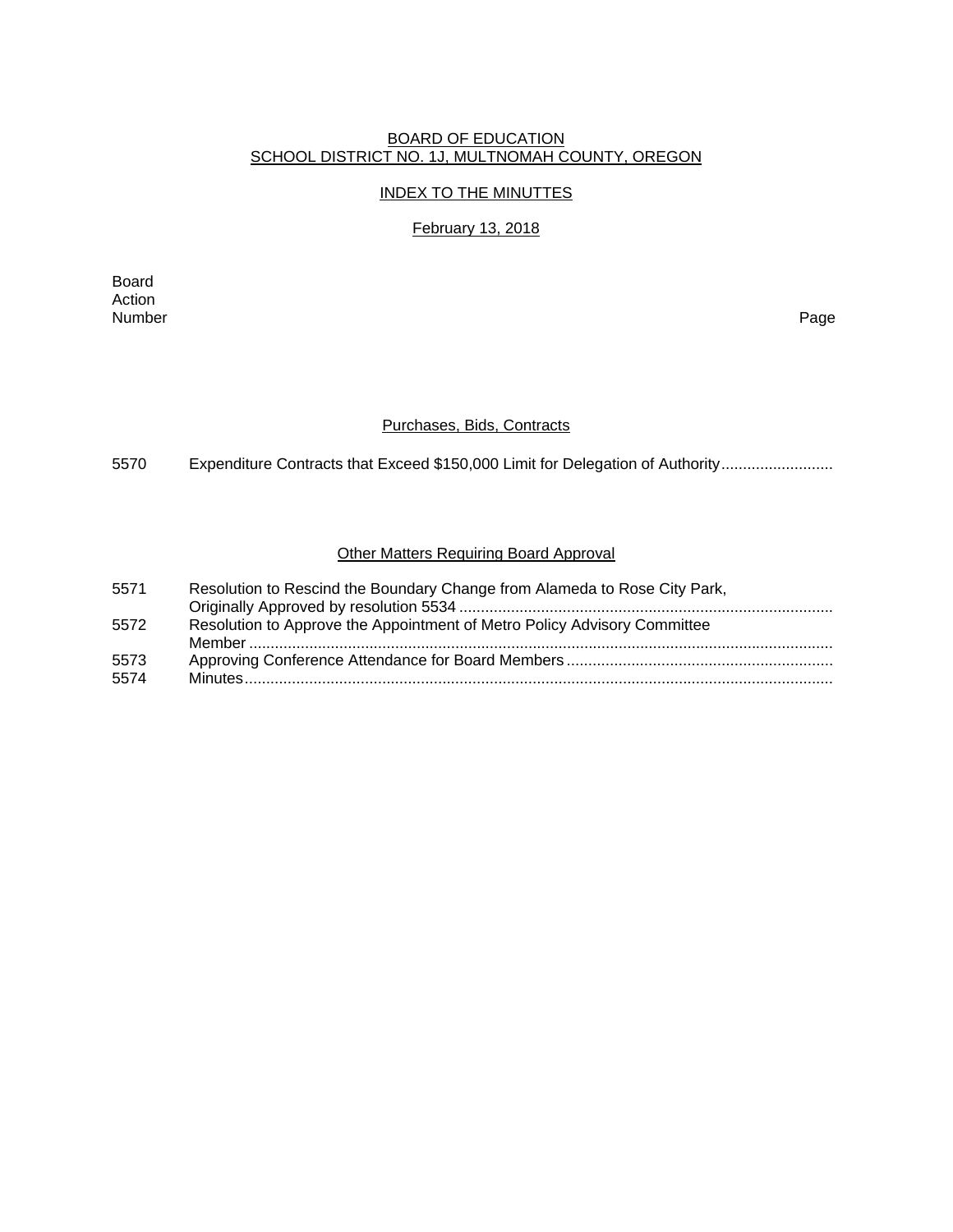BOARD OF EDUCATION
SCHOOL DISTRICT NO. 1J, MULTNOMAH COUNTY, OREGON

INDEX TO THE MINUTTES

February 13, 2018

| Board Action Number | | Page |
|---|---|---|

## Purchases, Bids, Contracts

| | | |
|---|---|---|
| 5570 | Expenditure Contracts that Exceed $150,000 Limit for Delegation of Authority | |

## Other Matters Requiring Board Approval

| | | |
|---|---|---|
| 5571 | Resolution to Rescind the Boundary Change from Alameda to Rose City Park, Originally Approved by resolution 5534 | |
| 5572 | Resolution to Approve the Appointment of Metro Policy Advisory Committee Member | |
| 5573 | Approving Conference Attendance for Board Members | |
| 5574 | Minutes | |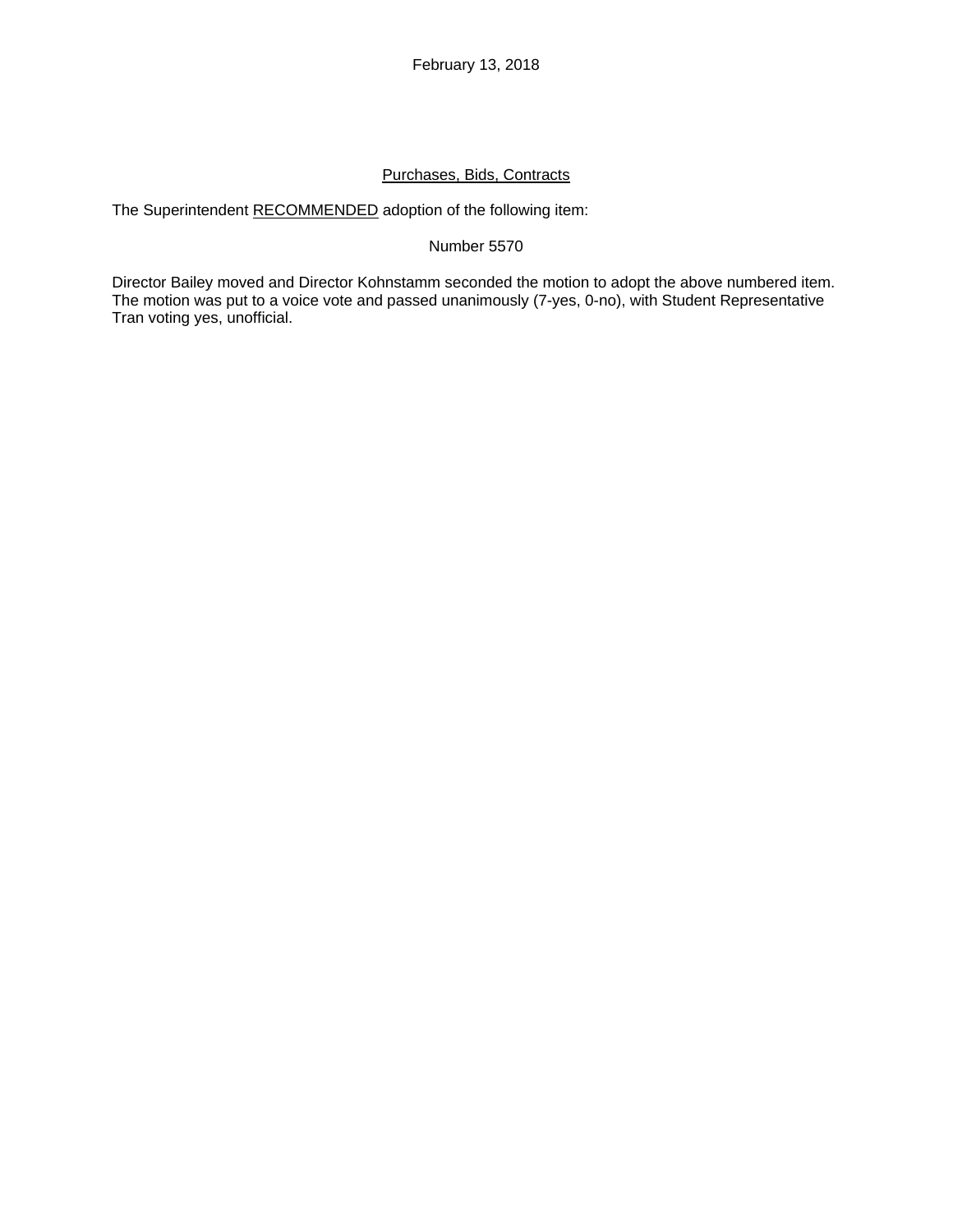February 13, 2018

<u>Purchases, Bids, Contracts</u>

The Superintendent <u>RECOMMENDED</u> adoption of the following item:

Number 5570

Director Bailey moved and Director Kohnstamm seconded the motion to adopt the above numbered item. The motion was put to a voice vote and passed unanimously (7-yes, 0-no), with Student Representative Tran voting yes, unofficial.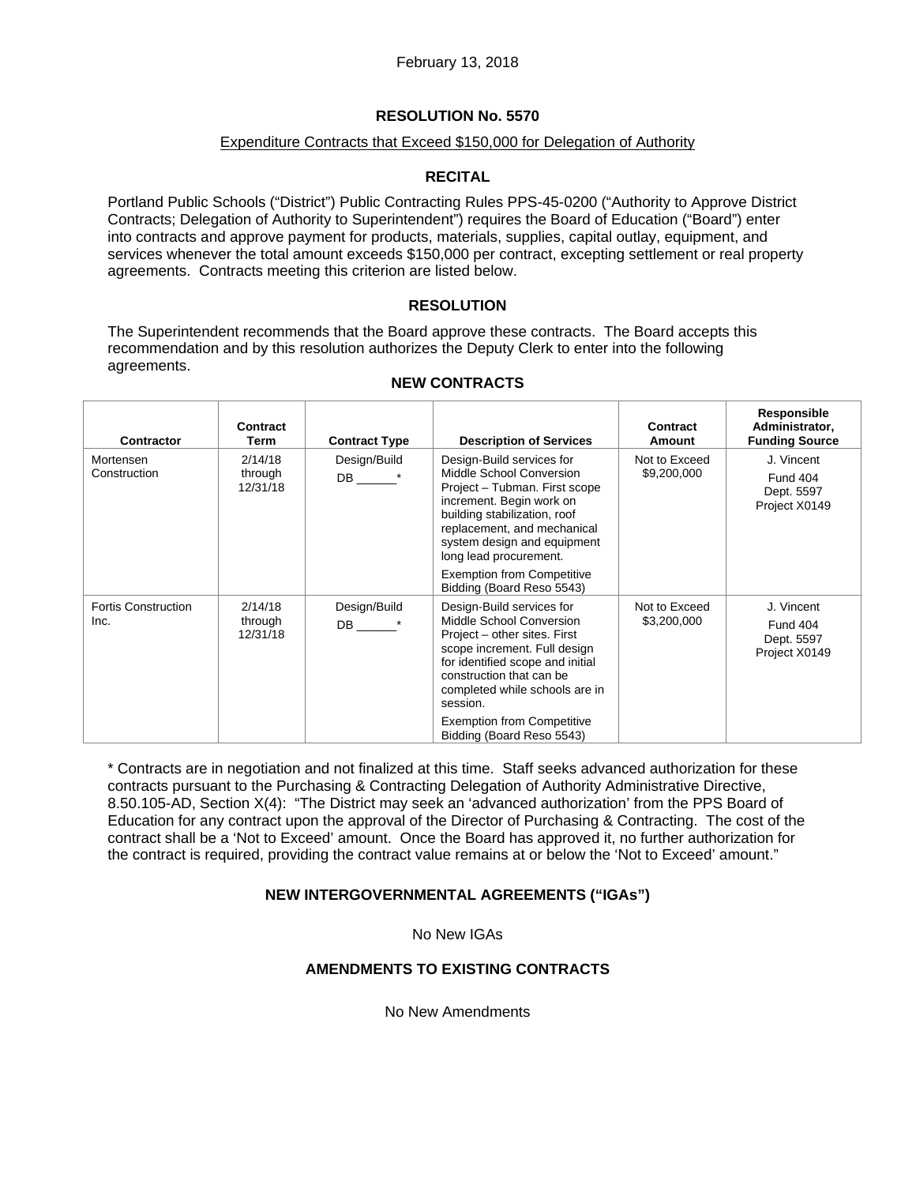February 13, 2018

## RESOLUTION No. 5570

Expenditure Contracts that Exceed $150,000 for Delegation of Authority

### RECITAL

Portland Public Schools ("District") Public Contracting Rules PPS-45-0200 ("Authority to Approve District Contracts; Delegation of Authority to Superintendent") requires the Board of Education ("Board") enter into contracts and approve payment for products, materials, supplies, capital outlay, equipment, and services whenever the total amount exceeds $150,000 per contract, excepting settlement or real property agreements. Contracts meeting this criterion are listed below.

### RESOLUTION

The Superintendent recommends that the Board approve these contracts. The Board accepts this recommendation and by this resolution authorizes the Deputy Clerk to enter into the following agreements.

### NEW CONTRACTS

| Contractor | Contract Term | Contract Type | Description of Services | Contract Amount | Responsible Administrator, Funding Source |
|---|---|---|---|---|---|
| Mortensen Construction | 2/14/18 through 12/31/18 | Design/Build DB ______* | Design-Build services for Middle School Conversion Project – Tubman. First scope increment. Begin work on building stabilization, roof replacement, and mechanical system design and equipment long lead procurement. Exemption from Competitive Bidding (Board Reso 5543) | Not to Exceed $9,200,000 | J. Vincent Fund 404 Dept. 5597 Project X0149 |
| Fortis Construction Inc. | 2/14/18 through 12/31/18 | Design/Build DB ______* | Design-Build services for Middle School Conversion Project – other sites. First scope increment. Full design for identified scope and initial construction that can be completed while schools are in session. Exemption from Competitive Bidding (Board Reso 5543) | Not to Exceed $3,200,000 | J. Vincent Fund 404 Dept. 5597 Project X0149 |

* Contracts are in negotiation and not finalized at this time. Staff seeks advanced authorization for these contracts pursuant to the Purchasing & Contracting Delegation of Authority Administrative Directive, 8.50.105-AD, Section X(4): "The District may seek an 'advanced authorization' from the PPS Board of Education for any contract upon the approval of the Director of Purchasing & Contracting. The cost of the contract shall be a 'Not to Exceed' amount. Once the Board has approved it, no further authorization for the contract is required, providing the contract value remains at or below the 'Not to Exceed' amount."

### NEW INTERGOVERNMENTAL AGREEMENTS ("IGAs")

No New IGAs

### AMENDMENTS TO EXISTING CONTRACTS

No New Amendments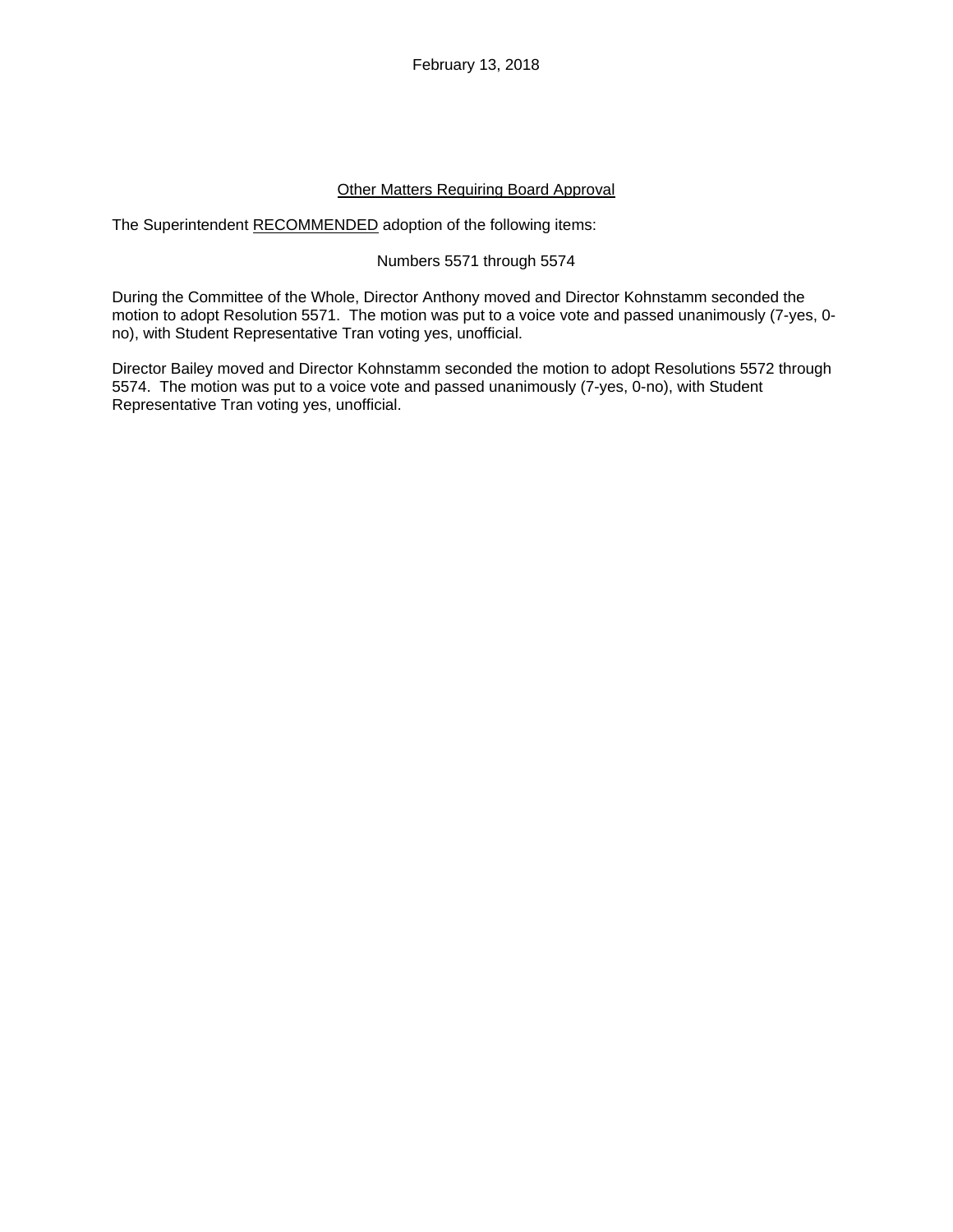February 13, 2018

## Other Matters Requiring Board Approval

The Superintendent RECOMMENDED adoption of the following items:

Numbers 5571 through 5574

During the Committee of the Whole, Director Anthony moved and Director Kohnstamm seconded the motion to adopt Resolution 5571. The motion was put to a voice vote and passed unanimously (7-yes, 0-no), with Student Representative Tran voting yes, unofficial.

Director Bailey moved and Director Kohnstamm seconded the motion to adopt Resolutions 5572 through 5574. The motion was put to a voice vote and passed unanimously (7-yes, 0-no), with Student Representative Tran voting yes, unofficial.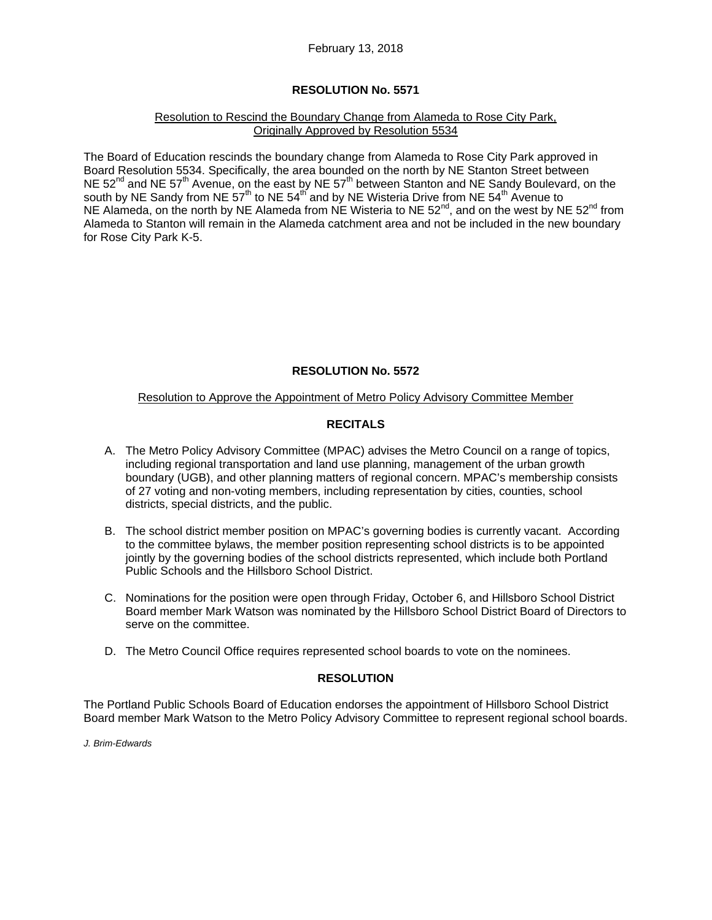February 13, 2018

**RESOLUTION No. 5571**

Resolution to Rescind the Boundary Change from Alameda to Rose City Park, Originally Approved by Resolution 5534

The Board of Education rescinds the boundary change from Alameda to Rose City Park approved in Board Resolution 5534. Specifically, the area bounded on the north by NE Stanton Street between NE 52nd and NE 57th Avenue, on the east by NE 57th between Stanton and NE Sandy Boulevard, on the south by NE Sandy from NE 57th to NE 54th and by NE Wisteria Drive from NE 54th Avenue to NE Alameda, on the north by NE Alameda from NE Wisteria to NE 52nd, and on the west by NE 52nd from Alameda to Stanton will remain in the Alameda catchment area and not be included in the new boundary for Rose City Park K-5.

**RESOLUTION No. 5572**

Resolution to Approve the Appointment of Metro Policy Advisory Committee Member

**RECITALS**

A. The Metro Policy Advisory Committee (MPAC) advises the Metro Council on a range of topics, including regional transportation and land use planning, management of the urban growth boundary (UGB), and other planning matters of regional concern. MPAC's membership consists of 27 voting and non-voting members, including representation by cities, counties, school districts, special districts, and the public.

B. The school district member position on MPAC's governing bodies is currently vacant. According to the committee bylaws, the member position representing school districts is to be appointed jointly by the governing bodies of the school districts represented, which include both Portland Public Schools and the Hillsboro School District.

C. Nominations for the position were open through Friday, October 6, and Hillsboro School District Board member Mark Watson was nominated by the Hillsboro School District Board of Directors to serve on the committee.

D. The Metro Council Office requires represented school boards to vote on the nominees.

**RESOLUTION**

The Portland Public Schools Board of Education endorses the appointment of Hillsboro School District Board member Mark Watson to the Metro Policy Advisory Committee to represent regional school boards.

*J. Brim-Edwards*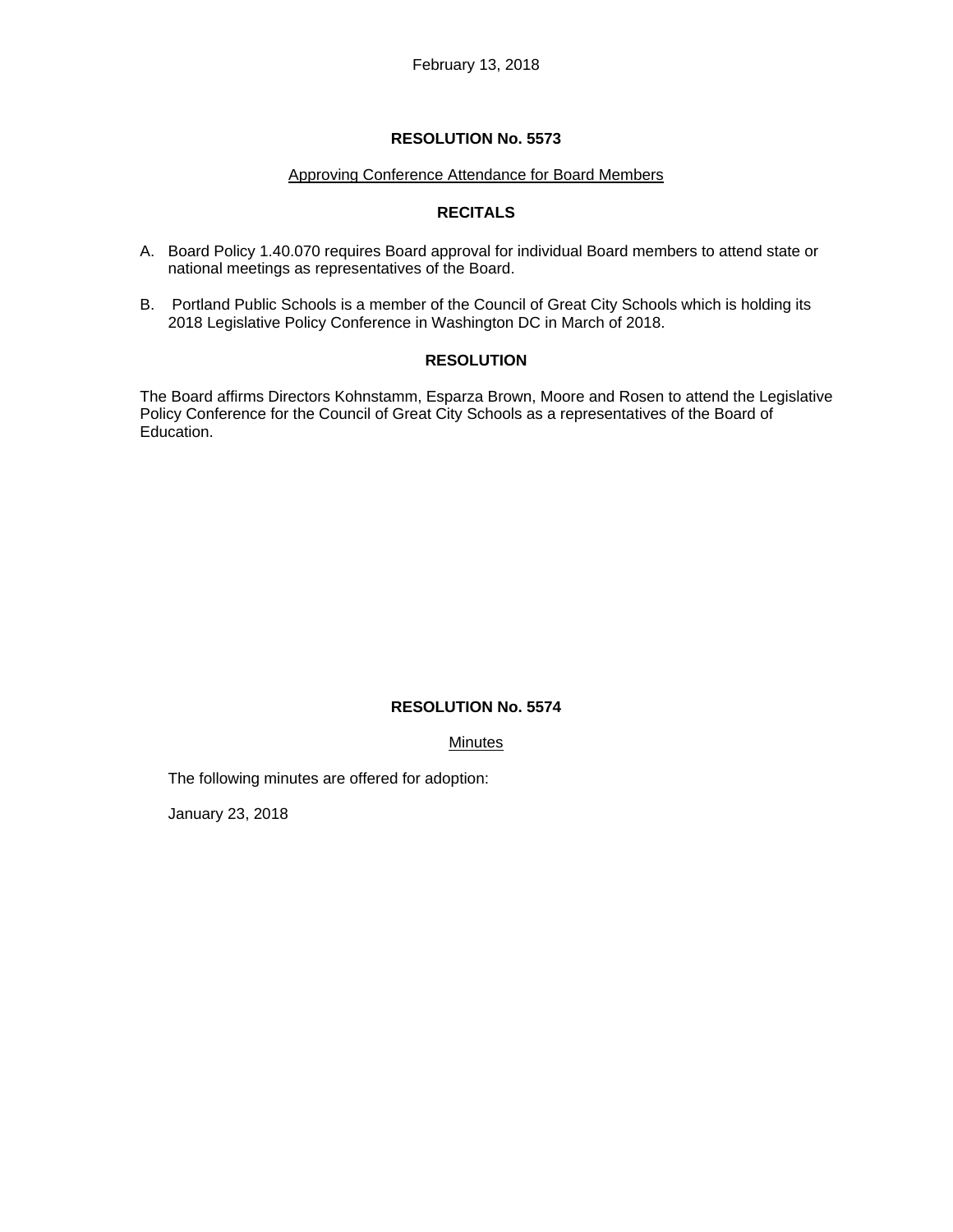February 13, 2018

## RESOLUTION No. 5573

Approving Conference Attendance for Board Members

### RECITALS

A. Board Policy 1.40.070 requires Board approval for individual Board members to attend state or national meetings as representatives of the Board.

B. Portland Public Schools is a member of the Council of Great City Schools which is holding its 2018 Legislative Policy Conference in Washington DC in March of 2018.

### RESOLUTION

The Board affirms Directors Kohnstamm, Esparza Brown, Moore and Rosen to attend the Legislative Policy Conference for the Council of Great City Schools as a representatives of the Board of Education.

## RESOLUTION No. 5574

Minutes

The following minutes are offered for adoption:

January 23, 2018